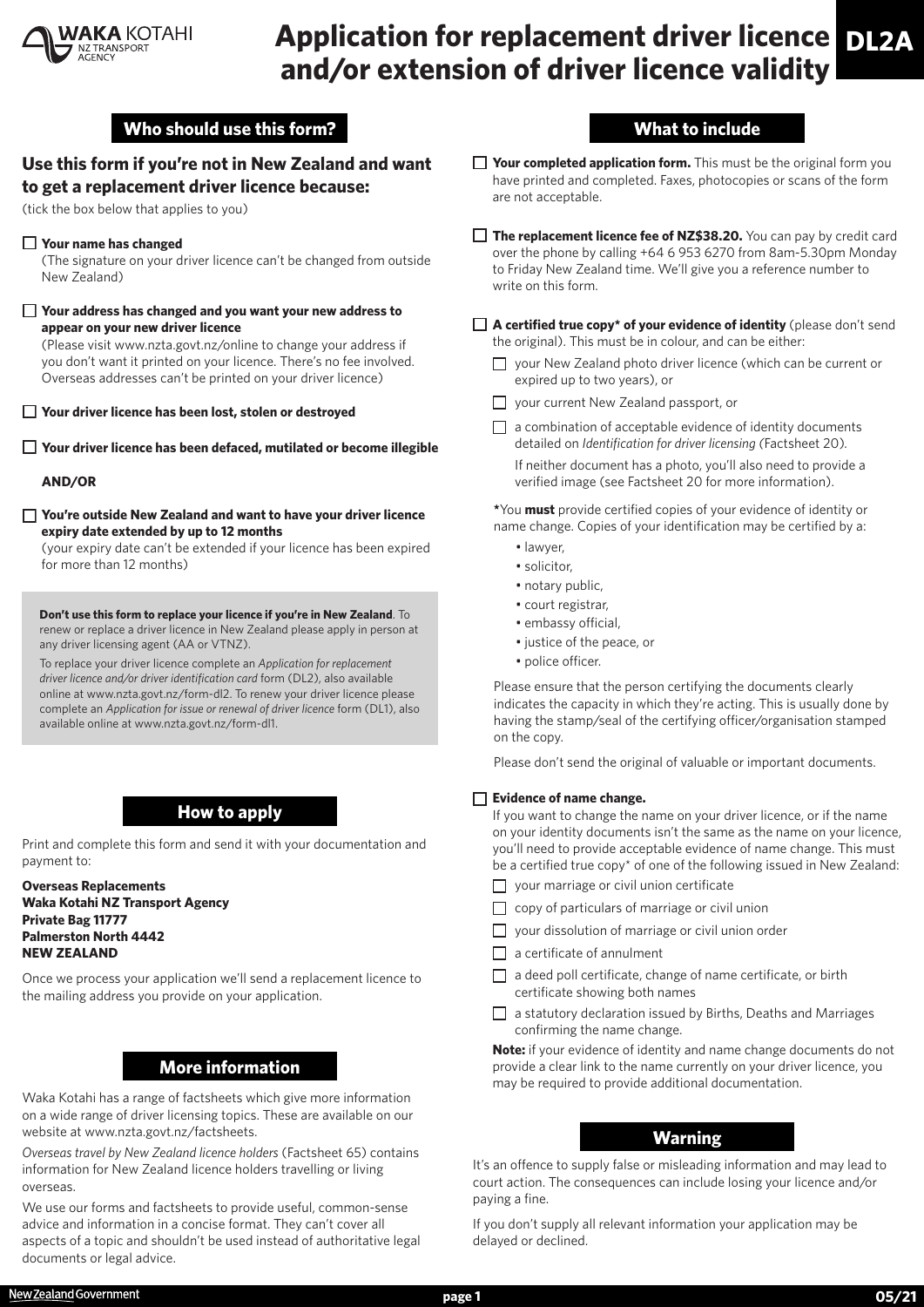# Application for replacement driver licence and/or extension of driver licence validity

**DL2A**

## Who should use this form?

### Use this form if you're not in New Zealand and want to get a replacement driver licence because:

(tick the box below that applies to you)

- ☐ **Your name has changed**
  (The signature on your driver licence can't be changed from outside New Zealand)
- ☐ **Your address has changed and you want your new address to appear on your new driver licence**
  (Please visit www.nzta.govt.nz/online to change your address if you don't want it printed on your licence. There's no fee involved. Overseas addresses can't be printed on your driver licence)
- ☐ **Your driver licence has been lost, stolen or destroyed**
- ☐ **Your driver licence has been defaced, mutilated or become illegible**

**AND/OR**

- ☐ **You're outside New Zealand and want to have your driver licence expiry date extended by up to 12 months**
  (your expiry date can't be extended if your licence has been expired for more than 12 months)

**Don't use this form to replace your licence if you're in New Zealand**. To renew or replace a driver licence in New Zealand please apply in person at any driver licensing agent (AA or VTNZ).

To replace your driver licence complete an *Application for replacement driver licence and/or driver identification card* form (DL2), also available online at www.nzta.govt.nz/form-dl2. To renew your driver licence please complete an *Application for issue or renewal of driver licence* form (DL1), also available online at www.nzta.govt.nz/form-dl1.

## How to apply

Print and complete this form and send it with your documentation and payment to:

**Overseas Replacements**
**Waka Kotahi NZ Transport Agency**
**Private Bag 11777**
**Palmerston North 4442**
**NEW ZEALAND**

Once we process your application we'll send a replacement licence to the mailing address you provide on your application.

## More information

Waka Kotahi has a range of factsheets which give more information on a wide range of driver licensing topics. These are available on our website at www.nzta.govt.nz/factsheets.

*Overseas travel by New Zealand licence holders* (Factsheet 65) contains information for New Zealand licence holders travelling or living overseas.

We use our forms and factsheets to provide useful, common-sense advice and information in a concise format. They can't cover all aspects of a topic and shouldn't be used instead of authoritative legal documents or legal advice.

## What to include

- ☐ **Your completed application form.** This must be the original form you have printed and completed. Faxes, photocopies or scans of the form are not acceptable.
- ☐ **The replacement licence fee of NZ$38.20.** You can pay by credit card over the phone by calling +64 6 953 6270 from 8am-5.30pm Monday to Friday New Zealand time. We'll give you a reference number to write on this form.
- ☐ **A certified true copy* of your evidence of identity** (please don't send the original). This must be in colour, and can be either:
  - ☐ your New Zealand photo driver licence (which can be current or expired up to two years), or
  - ☐ your current New Zealand passport, or
  - ☐ a combination of acceptable evidence of identity documents detailed on *Identification for driver licensing* (Factsheet 20).
    If neither document has a photo, you'll also need to provide a verified image (see Factsheet 20 for more information).

  *You **must** provide certified copies of your evidence of identity or name change. Copies of your identification may be certified by a:
  - lawyer,
  - solicitor,
  - notary public,
  - court registrar,
  - embassy official,
  - justice of the peace, or
  - police officer.

  Please ensure that the person certifying the documents clearly indicates the capacity in which they're acting. This is usually done by having the stamp/seal of the certifying officer/organisation stamped on the copy.

  Please don't send the original of valuable or important documents.

- ☐ **Evidence of name change.**
  If you want to change the name on your driver licence, or if the name on your identity documents isn't the same as the name on your licence, you'll need to provide acceptable evidence of name change. This must be a certified true copy* of one of the following issued in New Zealand:
  - ☐ your marriage or civil union certificate
  - ☐ copy of particulars of marriage or civil union
  - ☐ your dissolution of marriage or civil union order
  - ☐ a certificate of annulment
  - ☐ a deed poll certificate, change of name certificate, or birth certificate showing both names
  - ☐ a statutory declaration issued by Births, Deaths and Marriages confirming the name change.

  **Note:** if your evidence of identity and name change documents do not provide a clear link to the name currently on your driver licence, you may be required to provide additional documentation.

## Warning

It's an offence to supply false or misleading information and may lead to court action. The consequences can include losing your licence and/or paying a fine.

If you don't supply all relevant information your application may be delayed or declined.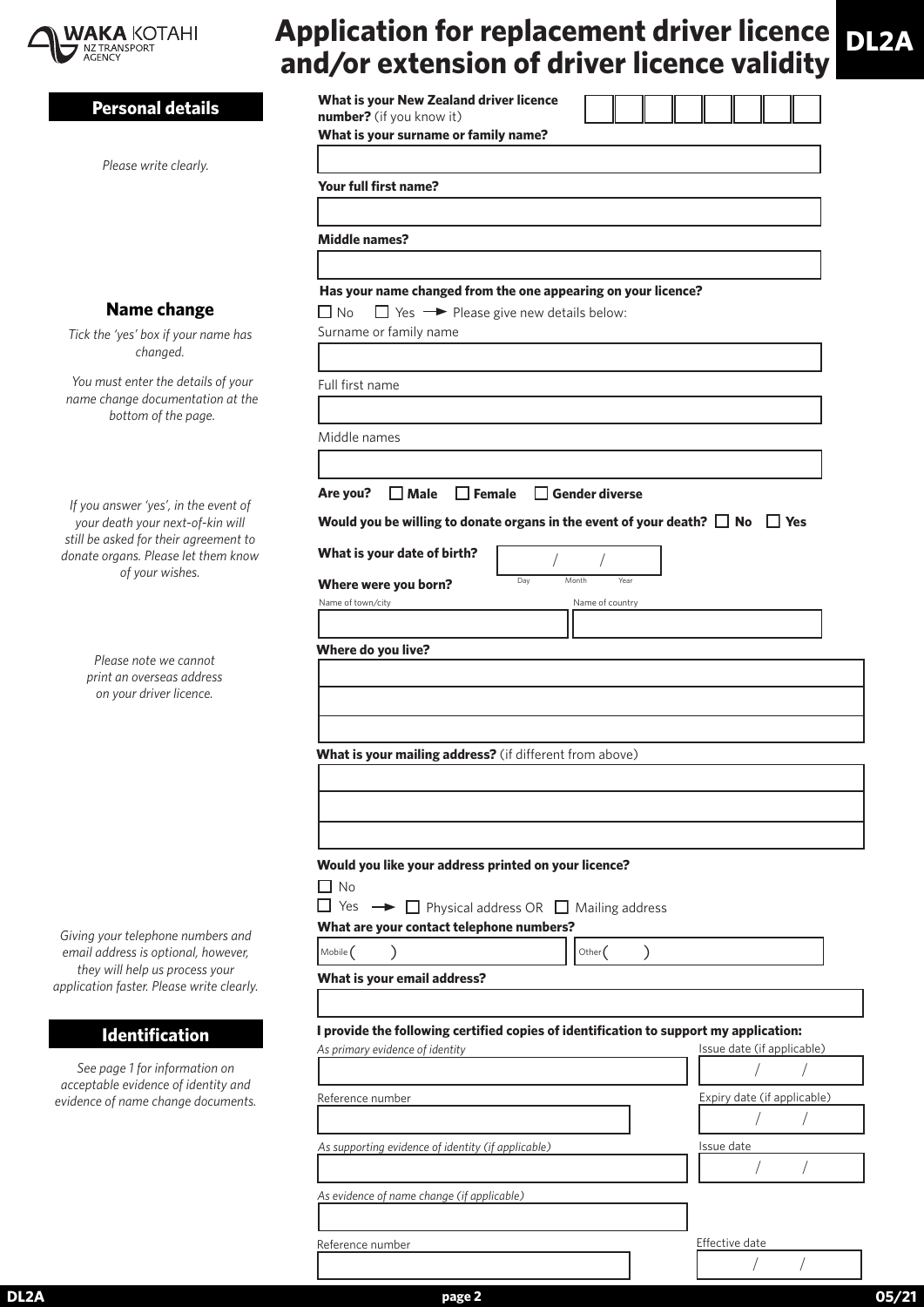# Application for replacement driver licence and/or extension of driver licence validity

**DL2A**

## Personal details

*Please write clearly.*

**What is your New Zealand driver licence number?** (if you know it)

**What is your surname or family name?**

**Your full first name?**

**Middle names?**

## Name change

*Tick the 'yes' box if your name has changed.*

*You must enter the details of your name change documentation at the bottom of the page.*

**Has your name changed from the one appearing on your licence?**

☐ No ☐ Yes → Please give new details below:

Surname or family name

Full first name

Middle names

**Are you?** ☐ **Male** ☐ **Female** ☐ **Gender diverse**

*If you answer 'yes', in the event of your death your next-of-kin will still be asked for their agreement to donate organs. Please let them know of your wishes.*

**Would you be willing to donate organs in the event of your death?** ☐ **No** ☐ **Yes**

**What is your date of birth?** / / (Day Month Year)

**Where were you born?**

Name of town/city | Name of country

*Please note we cannot print an overseas address on your driver licence.*

**Where do you live?**

**What is your mailing address?** (if different from above)

**Would you like your address printed on your licence?**

☐ No

☐ Yes → ☐ Physical address OR ☐ Mailing address

*Giving your telephone numbers and email address is optional, however, they will help us process your application faster. Please write clearly.*

**What are your contact telephone numbers?**

Mobile ( ) Other ( )

**What is your email address?**

## Identification

*See page 1 for information on acceptable evidence of identity and evidence of name change documents.*

**I provide the following certified copies of identification to support my application:**

*As primary evidence of identity* — Issue date (if applicable) / /

Reference number — Expiry date (if applicable) / /

*As supporting evidence of identity (if applicable)* — Issue date / /

*As evidence of name change (if applicable)*

Reference number — Effective date / /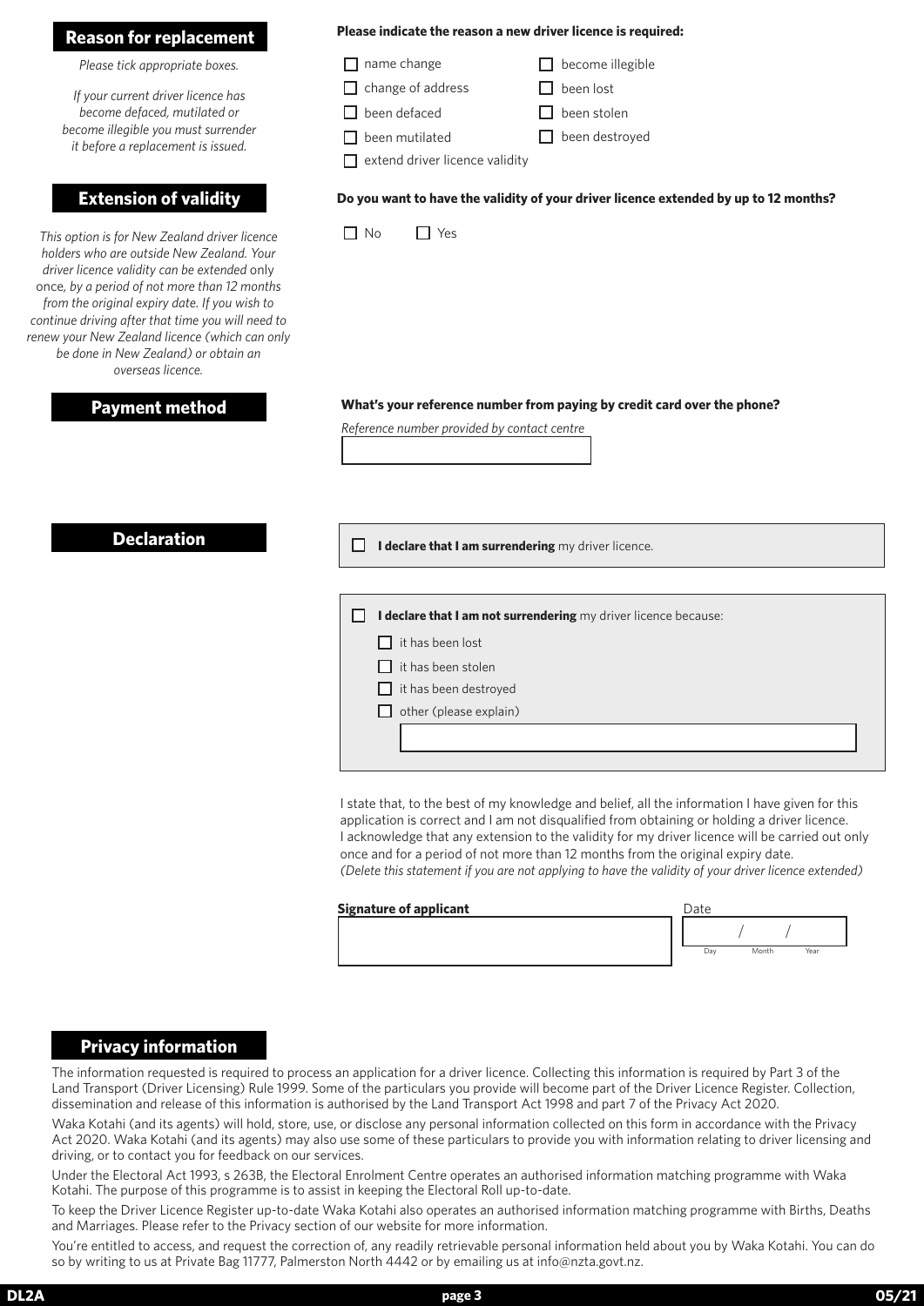## Reason for replacement

*Please tick appropriate boxes.*

*If your current driver licence has become defaced, mutilated or become illegible you must surrender it before a replacement is issued.*

**Please indicate the reason a new driver licence is required:**

- ☐ name change
- ☐ change of address
- ☐ been defaced
- ☐ been mutilated
- ☐ extend driver licence validity
- ☐ become illegible
- ☐ been lost
- ☐ been stolen
- ☐ been destroyed

## Extension of validity

*This option is for New Zealand driver licence holders who are outside New Zealand. Your driver licence validity can be extended* only once*, by a period of not more than 12 months from the original expiry date. If you wish to continue driving after that time you will need to renew your New Zealand licence (which can only be done in New Zealand) or obtain an overseas licence.*

**Do you want to have the validity of your driver licence extended by up to 12 months?**

☐ No ☐ Yes

## Payment method

**What's your reference number from paying by credit card over the phone?**

*Reference number provided by contact centre*

## Declaration

☐ **I declare that I am surrendering** my driver licence.

☐ **I declare that I am not surrendering** my driver licence because:

- ☐ it has been lost
- ☐ it has been stolen
- ☐ it has been destroyed
- ☐ other (please explain)

I state that, to the best of my knowledge and belief, all the information I have given for this application is correct and I am not disqualified from obtaining or holding a driver licence. I acknowledge that any extension to the validity for my driver licence will be carried out only once and for a period of not more than 12 months from the original expiry date.
*(Delete this statement if you are not applying to have the validity of your driver licence extended)*

**Signature of applicant**

Date / / (Day Month Year)

## Privacy information

The information requested is required to process an application for a driver licence. Collecting this information is required by Part 3 of the Land Transport (Driver Licensing) Rule 1999. Some of the particulars you provide will become part of the Driver Licence Register. Collection, dissemination and release of this information is authorised by the Land Transport Act 1998 and part 7 of the Privacy Act 2020.

Waka Kotahi (and its agents) will hold, store, use, or disclose any personal information collected on this form in accordance with the Privacy Act 2020. Waka Kotahi (and its agents) may also use some of these particulars to provide you with information relating to driver licensing and driving, or to contact you for feedback on our services.

Under the Electoral Act 1993, s 263B, the Electoral Enrolment Centre operates an authorised information matching programme with Waka Kotahi. The purpose of this programme is to assist in keeping the Electoral Roll up-to-date.

To keep the Driver Licence Register up-to-date Waka Kotahi also operates an authorised information matching programme with Births, Deaths and Marriages. Please refer to the Privacy section of our website for more information.

You're entitled to access, and request the correction of, any readily retrievable personal information held about you by Waka Kotahi. You can do so by writing to us at Private Bag 11777, Palmerston North 4442 or by emailing us at info@nzta.govt.nz.